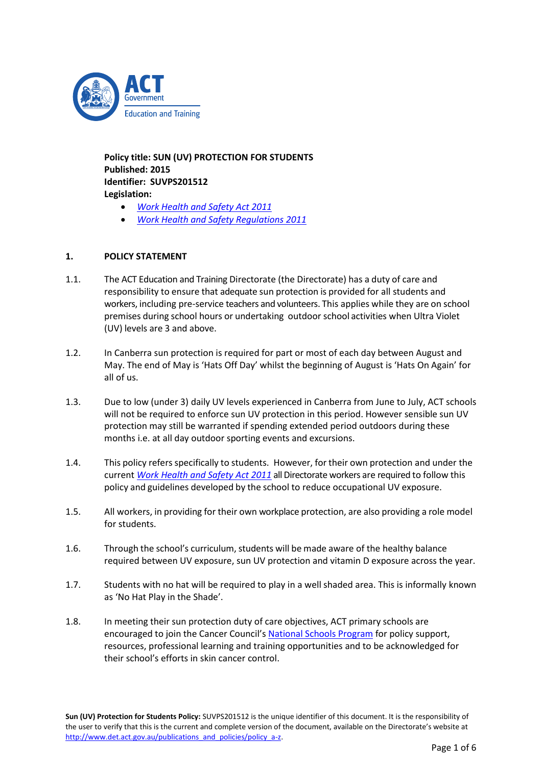ACT Government
Education and Training

**Policy title: SUN (UV) PROTECTION FOR STUDENTS**
**Published: 2015**
**Identifier: SUVPS201512**
**Legislation:**

- *Work Health and Safety Act 2011*
- *Work Health and Safety Regulations 2011*

## 1. POLICY STATEMENT

1.1. The ACT Education and Training Directorate (the Directorate) has a duty of care and responsibility to ensure that adequate sun protection is provided for all students and workers, including pre-service teachers and volunteers. This applies while they are on school premises during school hours or undertaking outdoor school activities when Ultra Violet (UV) levels are 3 and above.

1.2. In Canberra sun protection is required for part or most of each day between August and May. The end of May is 'Hats Off Day' whilst the beginning of August is 'Hats On Again' for all of us.

1.3. Due to low (under 3) daily UV levels experienced in Canberra from June to July, ACT schools will not be required to enforce sun UV protection in this period. However sensible sun UV protection may still be warranted if spending extended period outdoors during these months i.e. at all day outdoor sporting events and excursions.

1.4. This policy refers specifically to students. However, for their own protection and under the current *Work Health and Safety Act 2011* all Directorate workers are required to follow this policy and guidelines developed by the school to reduce occupational UV exposure.

1.5. All workers, in providing for their own workplace protection, are also providing a role model for students.

1.6. Through the school's curriculum, students will be made aware of the healthy balance required between UV exposure, sun UV protection and vitamin D exposure across the year.

1.7. Students with no hat will be required to play in a well shaded area. This is informally known as 'No Hat Play in the Shade'.

1.8. In meeting their sun protection duty of care objectives, ACT primary schools are encouraged to join the Cancer Council's National Schools Program for policy support, resources, professional learning and training opportunities and to be acknowledged for their school's efforts in skin cancer control.

**Sun (UV) Protection for Students Policy:** SUVPS201512 is the unique identifier of this document. It is the responsibility of the user to verify that this is the current and complete version of the document, available on the Directorate's website at http://www.det.act.gov.au/publications_and_policies/policy_a-z.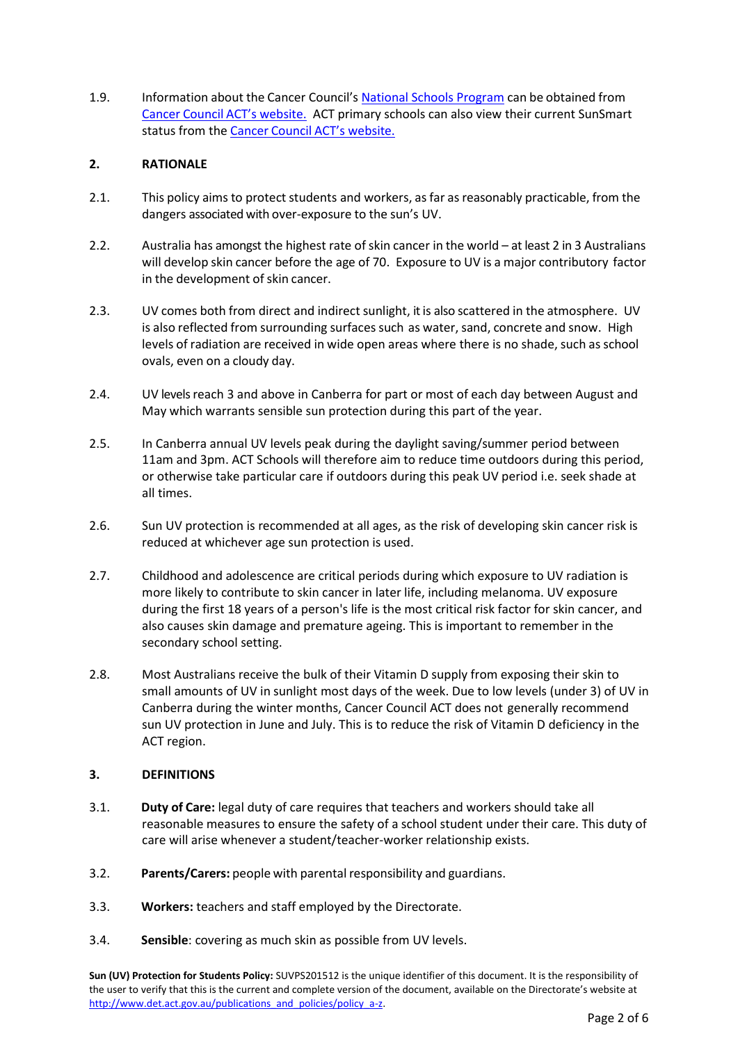1.9. Information about the Cancer Council's National Schools Program can be obtained from Cancer Council ACT's website. ACT primary schools can also view their current SunSmart status from the Cancer Council ACT's website.

## 2. RATIONALE

2.1. This policy aims to protect students and workers, as far as reasonably practicable, from the dangers associated with over-exposure to the sun's UV.

2.2. Australia has amongst the highest rate of skin cancer in the world – at least 2 in 3 Australians will develop skin cancer before the age of 70. Exposure to UV is a major contributory factor in the development of skin cancer.

2.3. UV comes both from direct and indirect sunlight, it is also scattered in the atmosphere. UV is also reflected from surrounding surfaces such as water, sand, concrete and snow. High levels of radiation are received in wide open areas where there is no shade, such as school ovals, even on a cloudy day.

2.4. UV levels reach 3 and above in Canberra for part or most of each day between August and May which warrants sensible sun protection during this part of the year.

2.5. In Canberra annual UV levels peak during the daylight saving/summer period between 11am and 3pm. ACT Schools will therefore aim to reduce time outdoors during this period, or otherwise take particular care if outdoors during this peak UV period i.e. seek shade at all times.

2.6. Sun UV protection is recommended at all ages, as the risk of developing skin cancer risk is reduced at whichever age sun protection is used.

2.7. Childhood and adolescence are critical periods during which exposure to UV radiation is more likely to contribute to skin cancer in later life, including melanoma. UV exposure during the first 18 years of a person's life is the most critical risk factor for skin cancer, and also causes skin damage and premature ageing. This is important to remember in the secondary school setting.

2.8. Most Australians receive the bulk of their Vitamin D supply from exposing their skin to small amounts of UV in sunlight most days of the week. Due to low levels (under 3) of UV in Canberra during the winter months, Cancer Council ACT does not generally recommend sun UV protection in June and July. This is to reduce the risk of Vitamin D deficiency in the ACT region.

## 3. DEFINITIONS

3.1. **Duty of Care:** legal duty of care requires that teachers and workers should take all reasonable measures to ensure the safety of a school student under their care. This duty of care will arise whenever a student/teacher-worker relationship exists.

3.2. **Parents/Carers:** people with parental responsibility and guardians.

3.3. **Workers:** teachers and staff employed by the Directorate.

3.4. **Sensible**: covering as much skin as possible from UV levels.

**Sun (UV) Protection for Students Policy:** SUVPS201512 is the unique identifier of this document. It is the responsibility of the user to verify that this is the current and complete version of the document, available on the Directorate's website at http://www.det.act.gov.au/publications_and_policies/policy_a-z.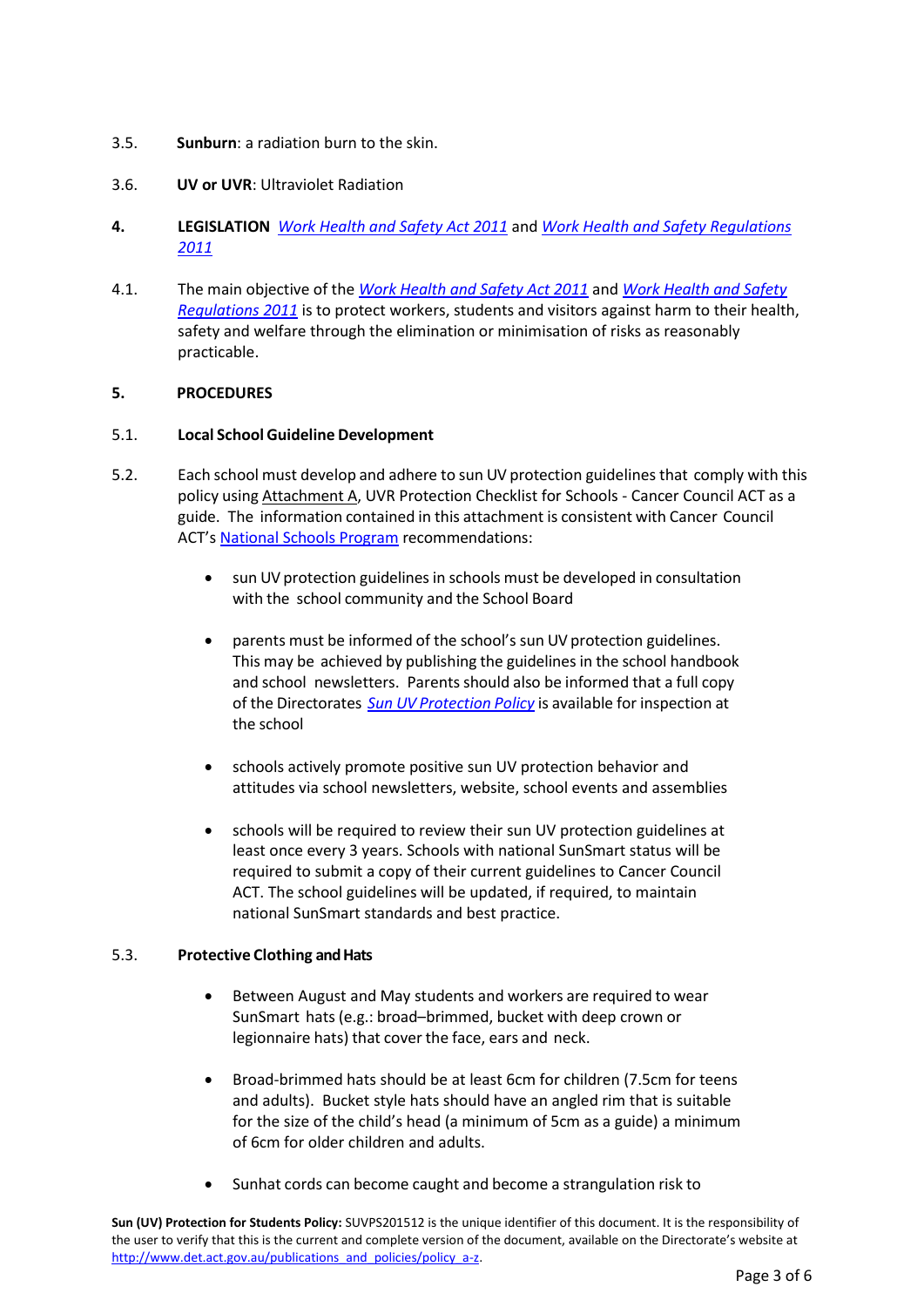3.5. **Sunburn**: a radiation burn to the skin.

3.6. **UV or UVR**: Ultraviolet Radiation

## 4. LEGISLATION *Work Health and Safety Act 2011* and *Work Health and Safety Regulations 2011*

4.1. The main objective of the *Work Health and Safety Act 2011* and *Work Health and Safety Regulations 2011* is to protect workers, students and visitors against harm to their health, safety and welfare through the elimination or minimisation of risks as reasonably practicable.

## 5. PROCEDURES

### 5.1. Local School Guideline Development

5.2. Each school must develop and adhere to sun UV protection guidelines that comply with this policy using Attachment A, UVR Protection Checklist for Schools - Cancer Council ACT as a guide. The information contained in this attachment is consistent with Cancer Council ACT's National Schools Program recommendations:

- sun UV protection guidelines in schools must be developed in consultation with the school community and the School Board
- parents must be informed of the school's sun UV protection guidelines. This may be achieved by publishing the guidelines in the school handbook and school newsletters. Parents should also be informed that a full copy of the Directorates *Sun UV Protection Policy* is available for inspection at the school
- schools actively promote positive sun UV protection behavior and attitudes via school newsletters, website, school events and assemblies
- schools will be required to review their sun UV protection guidelines at least once every 3 years. Schools with national SunSmart status will be required to submit a copy of their current guidelines to Cancer Council ACT. The school guidelines will be updated, if required, to maintain national SunSmart standards and best practice.

### 5.3. Protective Clothing and Hats

- Between August and May students and workers are required to wear SunSmart hats (e.g.: broad–brimmed, bucket with deep crown or legionnaire hats) that cover the face, ears and neck.
- Broad-brimmed hats should be at least 6cm for children (7.5cm for teens and adults). Bucket style hats should have an angled rim that is suitable for the size of the child's head (a minimum of 5cm as a guide) a minimum of 6cm for older children and adults.
- Sunhat cords can become caught and become a strangulation risk to

**Sun (UV) Protection for Students Policy:** SUVPS201512 is the unique identifier of this document. It is the responsibility of the user to verify that this is the current and complete version of the document, available on the Directorate's website at http://www.det.act.gov.au/publications_and_policies/policy_a-z.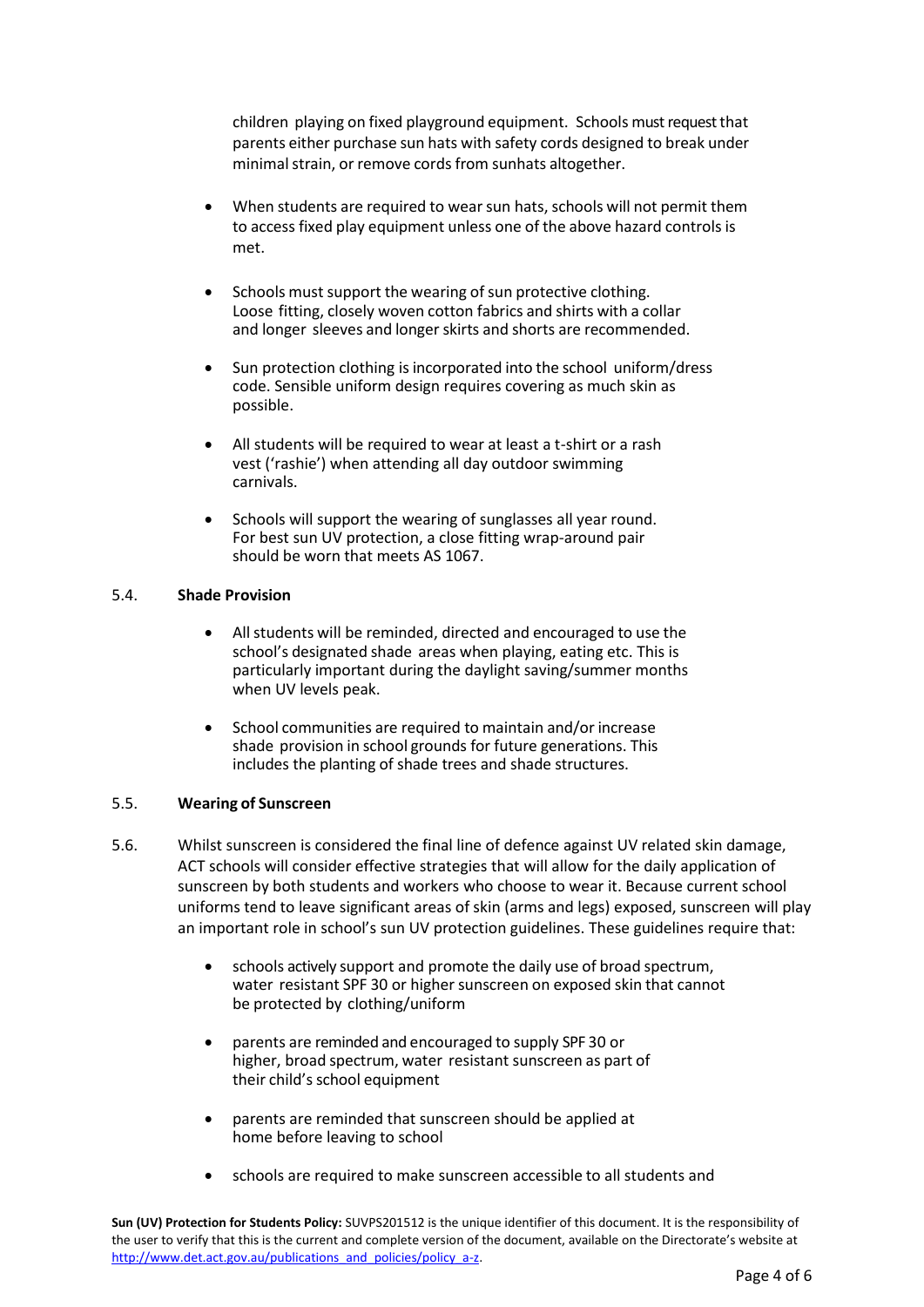children playing on fixed playground equipment. Schools must request that parents either purchase sun hats with safety cords designed to break under minimal strain, or remove cords from sunhats altogether.

- When students are required to wear sun hats, schools will not permit them to access fixed play equipment unless one of the above hazard controls is met.

- Schools must support the wearing of sun protective clothing. Loose fitting, closely woven cotton fabrics and shirts with a collar and longer sleeves and longer skirts and shorts are recommended.

- Sun protection clothing is incorporated into the school uniform/dress code. Sensible uniform design requires covering as much skin as possible.

- All students will be required to wear at least a t-shirt or a rash vest ('rashie') when attending all day outdoor swimming carnivals.

- Schools will support the wearing of sunglasses all year round. For best sun UV protection, a close fitting wrap-around pair should be worn that meets AS 1067.

## 5.4. Shade Provision

- All students will be reminded, directed and encouraged to use the school's designated shade areas when playing, eating etc. This is particularly important during the daylight saving/summer months when UV levels peak.

- School communities are required to maintain and/or increase shade provision in school grounds for future generations. This includes the planting of shade trees and shade structures.

## 5.5. Wearing of Sunscreen

5.6. Whilst sunscreen is considered the final line of defence against UV related skin damage, ACT schools will consider effective strategies that will allow for the daily application of sunscreen by both students and workers who choose to wear it. Because current school uniforms tend to leave significant areas of skin (arms and legs) exposed, sunscreen will play an important role in school's sun UV protection guidelines. These guidelines require that:

- schools actively support and promote the daily use of broad spectrum, water resistant SPF 30 or higher sunscreen on exposed skin that cannot be protected by clothing/uniform

- parents are reminded and encouraged to supply SPF 30 or higher, broad spectrum, water resistant sunscreen as part of their child's school equipment

- parents are reminded that sunscreen should be applied at home before leaving to school

- schools are required to make sunscreen accessible to all students and

**Sun (UV) Protection for Students Policy:** SUVPS201512 is the unique identifier of this document. It is the responsibility of the user to verify that this is the current and complete version of the document, available on the Directorate's website at http://www.det.act.gov.au/publications_and_policies/policy_a-z.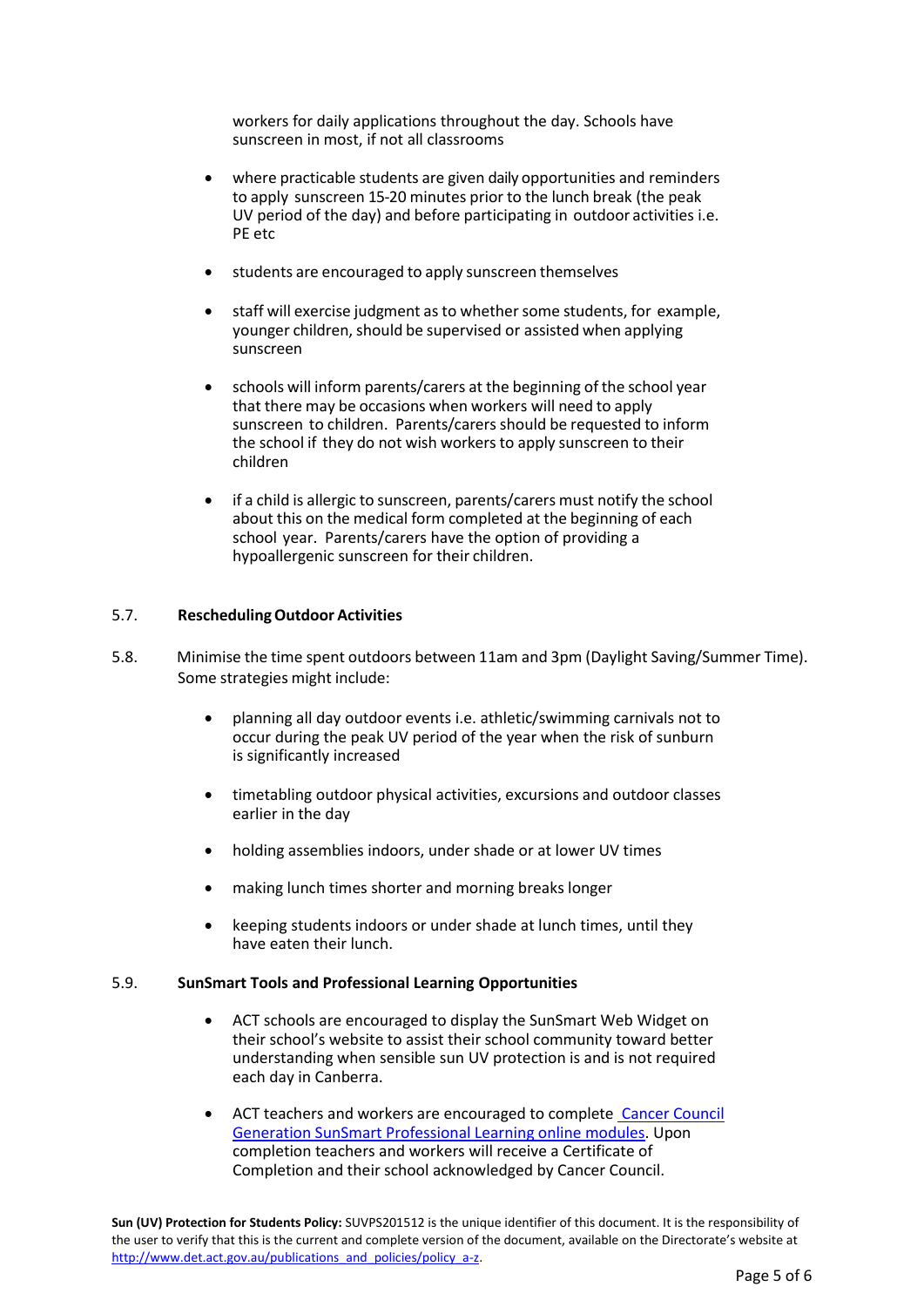workers for daily applications throughout the day. Schools have sunscreen in most, if not all classrooms

- where practicable students are given daily opportunities and reminders to apply sunscreen 15-20 minutes prior to the lunch break (the peak UV period of the day) and before participating in outdoor activities i.e. PE etc

- students are encouraged to apply sunscreen themselves

- staff will exercise judgment as to whether some students, for example, younger children, should be supervised or assisted when applying sunscreen

- schools will inform parents/carers at the beginning of the school year that there may be occasions when workers will need to apply sunscreen to children. Parents/carers should be requested to inform the school if they do not wish workers to apply sunscreen to their children

- if a child is allergic to sunscreen, parents/carers must notify the school about this on the medical form completed at the beginning of each school year. Parents/carers have the option of providing a hypoallergenic sunscreen for their children.

5.7. **Rescheduling Outdoor Activities**

5.8. Minimise the time spent outdoors between 11am and 3pm (Daylight Saving/Summer Time). Some strategies might include:

- planning all day outdoor events i.e. athletic/swimming carnivals not to occur during the peak UV period of the year when the risk of sunburn is significantly increased

- timetabling outdoor physical activities, excursions and outdoor classes earlier in the day

- holding assemblies indoors, under shade or at lower UV times

- making lunch times shorter and morning breaks longer

- keeping students indoors or under shade at lunch times, until they have eaten their lunch.

5.9. **SunSmart Tools and Professional Learning Opportunities**

- ACT schools are encouraged to display the SunSmart Web Widget on their school's website to assist their school community toward better understanding when sensible sun UV protection is and is not required each day in Canberra.

- ACT teachers and workers are encouraged to complete Cancer Council Generation SunSmart Professional Learning online modules. Upon completion teachers and workers will receive a Certificate of Completion and their school acknowledged by Cancer Council.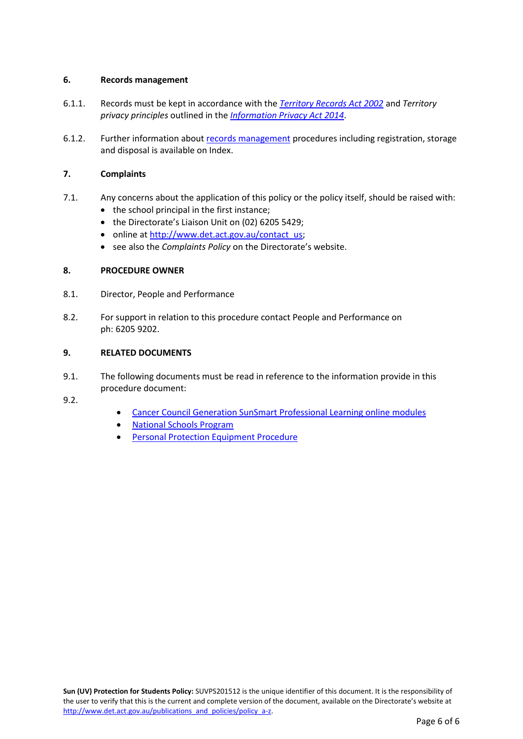## 6. Records management

6.1.1. Records must be kept in accordance with the *Territory Records Act 2002* and *Territory privacy principles* outlined in the *Information Privacy Act 2014*.

6.1.2. Further information about records management procedures including registration, storage and disposal is available on Index.

## 7. Complaints

7.1. Any concerns about the application of this policy or the policy itself, should be raised with:

- the school principal in the first instance;
- the Directorate's Liaison Unit on (02) 6205 5429;
- online at http://www.det.act.gov.au/contact_us;
- see also the *Complaints Policy* on the Directorate's website.

## 8. PROCEDURE OWNER

8.1. Director, People and Performance

8.2. For support in relation to this procedure contact People and Performance on ph: 6205 9202.

## 9. RELATED DOCUMENTS

9.1. The following documents must be read in reference to the information provide in this procedure document:

9.2.

- Cancer Council Generation SunSmart Professional Learning online modules
- National Schools Program
- Personal Protection Equipment Procedure

**Sun (UV) Protection for Students Policy:** SUVPS201512 is the unique identifier of this document. It is the responsibility of the user to verify that this is the current and complete version of the document, available on the Directorate's website at http://www.det.act.gov.au/publications_and_policies/policy_a-z.